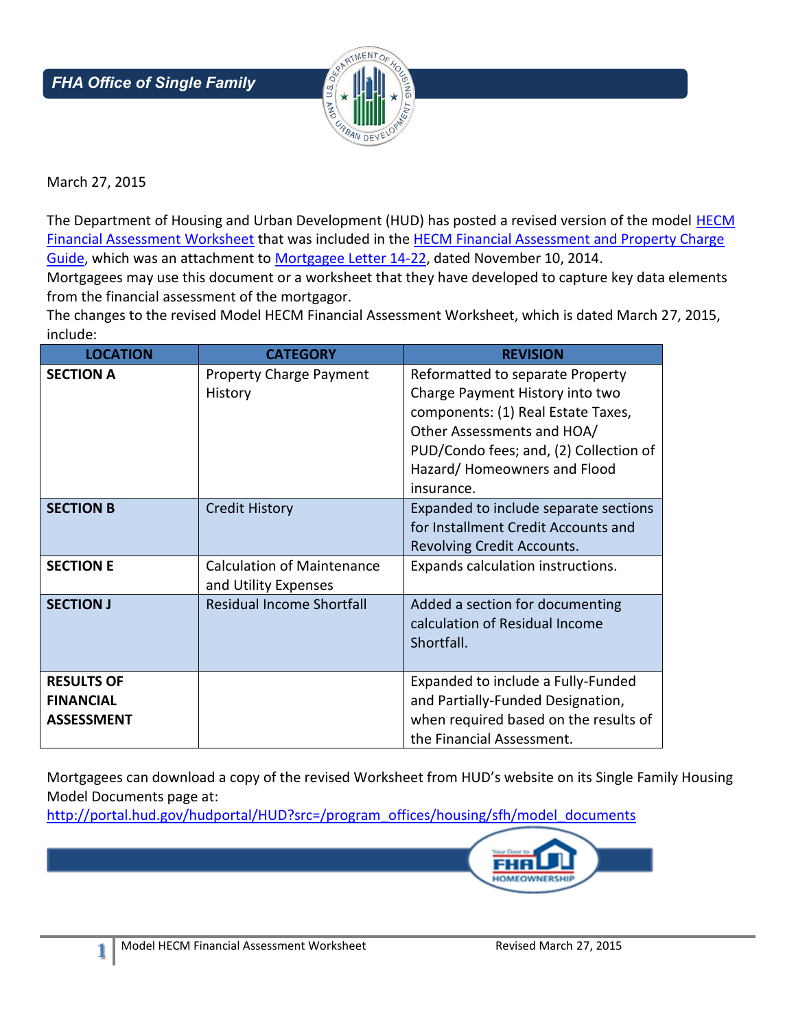FHA Office of Single Family

March 27, 2015

The Department of Housing and Urban Development (HUD) has posted a revised version of the model HECM Financial Assessment Worksheet that was included in the HECM Financial Assessment and Property Charge Guide, which was an attachment to Mortgagee Letter 14-22, dated November 10, 2014.
Mortgagees may use this document or a worksheet that they have developed to capture key data elements from the financial assessment of the mortgagor.
The changes to the revised Model HECM Financial Assessment Worksheet, which is dated March 27, 2015, include:

| LOCATION | CATEGORY | REVISION |
|---|---|---|
| **SECTION A** | Property Charge Payment History | Reformatted to separate Property Charge Payment History into two components: (1) Real Estate Taxes, Other Assessments and HOA/ PUD/Condo fees; and, (2) Collection of Hazard/ Homeowners and Flood insurance. |
| **SECTION B** | Credit History | Expanded to include separate sections for Installment Credit Accounts and Revolving Credit Accounts. |
| **SECTION E** | Calculation of Maintenance and Utility Expenses | Expands calculation instructions. |
| **SECTION J** | Residual Income Shortfall | Added a section for documenting calculation of Residual Income Shortfall. |
| **RESULTS OF FINANCIAL ASSESSMENT** | | Expanded to include a Fully-Funded and Partially-Funded Designation, when required based on the results of the Financial Assessment. |

Mortgagees can download a copy of the revised Worksheet from HUD's website on its Single Family Housing Model Documents page at:
http://portal.hud.gov/hudportal/HUD?src=/program_offices/housing/sfh/model_documents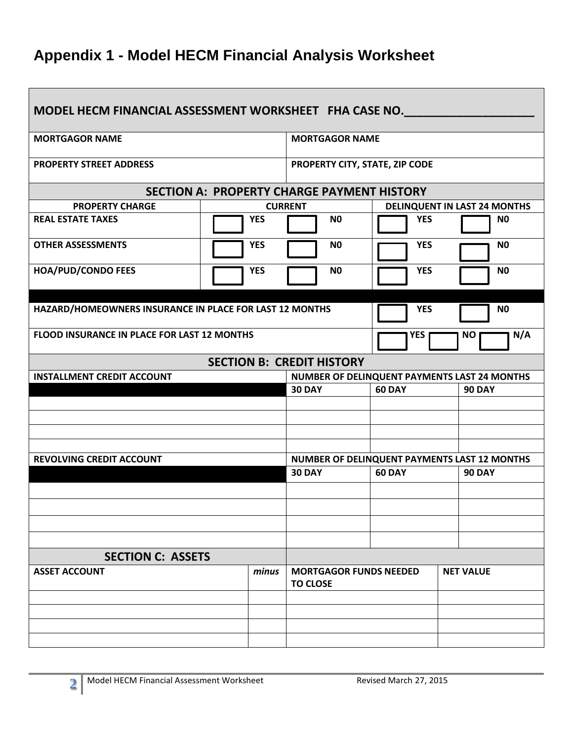# Appendix 1 - Model HECM Financial Analysis Worksheet

## MODEL HECM FINANCIAL ASSESSMENT WORKSHEET   FHA CASE NO.____________________

| MORTGAGOR NAME | MORTGAGOR NAME |
|---|---|
| **PROPERTY STREET ADDRESS** | **PROPERTY CITY, STATE, ZIP CODE** |

### SECTION A: PROPERTY CHARGE PAYMENT HISTORY

| PROPERTY CHARGE | CURRENT | | DELINQUENT IN LAST 24 MONTHS | |
|---|---|---|---|---|
| **REAL ESTATE TAXES** | ☐ YES | ☐ N0 | ☐ YES | ☐ N0 |
| **OTHER ASSESSMENTS** | ☐ YES | ☐ N0 | ☐ YES | ☐ N0 |
| **HOA/PUD/CONDO FEES** | ☐ YES | ☐ N0 | ☐ YES | ☐ N0 |

| | | | |
|---|---|---|---|
| **HAZARD/HOMEOWNERS INSURANCE IN PLACE FOR LAST 12 MONTHS** | ☐ YES | ☐ N0 | |
| **FLOOD INSURANCE IN PLACE FOR LAST 12 MONTHS** | ☐ YES | ☐ NO | ☐ N/A |

### SECTION B: CREDIT HISTORY

| INSTALLMENT CREDIT ACCOUNT | NUMBER OF DELINQUENT PAYMENTS LAST 24 MONTHS | | |
|---|---|---|---|
| | **30 DAY** | **60 DAY** | **90 DAY** |
| | | | |
| | | | |
| | | | |
| | | | |

| REVOLVING CREDIT ACCOUNT | NUMBER OF DELINQUENT PAYMENTS LAST 12 MONTHS | | |
|---|---|---|---|
| | **30 DAY** | **60 DAY** | **90 DAY** |
| | | | |
| | | | |
| | | | |
| | | | |

### SECTION C: ASSETS

| ASSET ACCOUNT | *minus* | MORTGAGOR FUNDS NEEDED TO CLOSE | NET VALUE |
|---|---|---|---|
| | | | |
| | | | |
| | | | |
| | | | |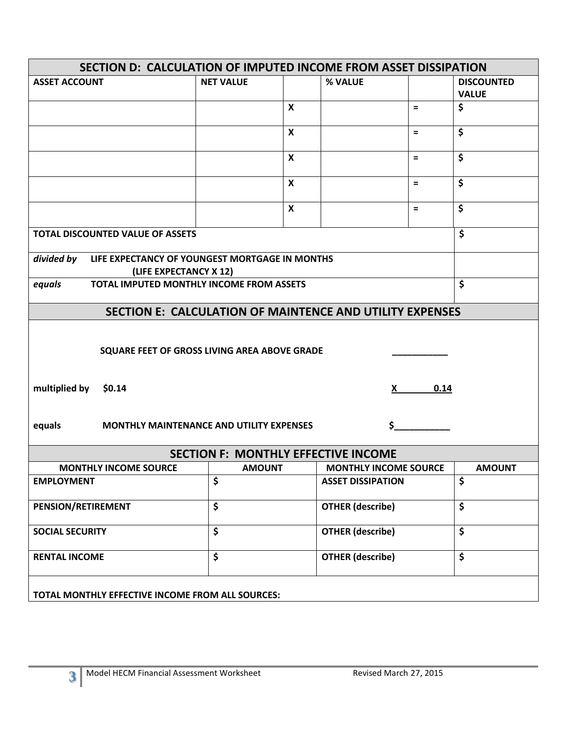## SECTION D: CALCULATION OF IMPUTED INCOME FROM ASSET DISSIPATION

| ASSET ACCOUNT | NET VALUE | | % VALUE | | DISCOUNTED VALUE |
|---|---|---|---|---|---|
| | | X | | = | $ |
| | | X | | = | $ |
| | | X | | = | $ |
| | | X | | = | $ |
| | | X | | = | $ |
| **TOTAL DISCOUNTED VALUE OF ASSETS** | | | | | $ |
| *divided by* **LIFE EXPECTANCY OF YOUNGEST MORTGAGE IN MONTHS (LIFE EXPECTANCY X 12)** | | | | | |
| *equals* **TOTAL IMPUTED MONTHLY INCOME FROM ASSETS** | | | | | $ |

## SECTION E: CALCULATION OF MAINTENCE AND UTILITY EXPENSES

**SQUARE FEET OF GROSS LIVING AREA ABOVE GRADE** ___________

**multiplied by $0.14** **X 0.14**

**equals MONTHLY MAINTENANCE AND UTILITY EXPENSES** $___________

## SECTION F: MONTHLY EFFECTIVE INCOME

| MONTHLY INCOME SOURCE | AMOUNT | MONTHLY INCOME SOURCE | AMOUNT |
|---|---|---|---|
| EMPLOYMENT | $ | ASSET DISSIPATION | $ |
| PENSION/RETIREMENT | $ | OTHER (describe) | $ |
| SOCIAL SECURITY | $ | OTHER (describe) | $ |
| RENTAL INCOME | $ | OTHER (describe) | $ |

**TOTAL MONTHLY EFFECTIVE INCOME FROM ALL SOURCES:**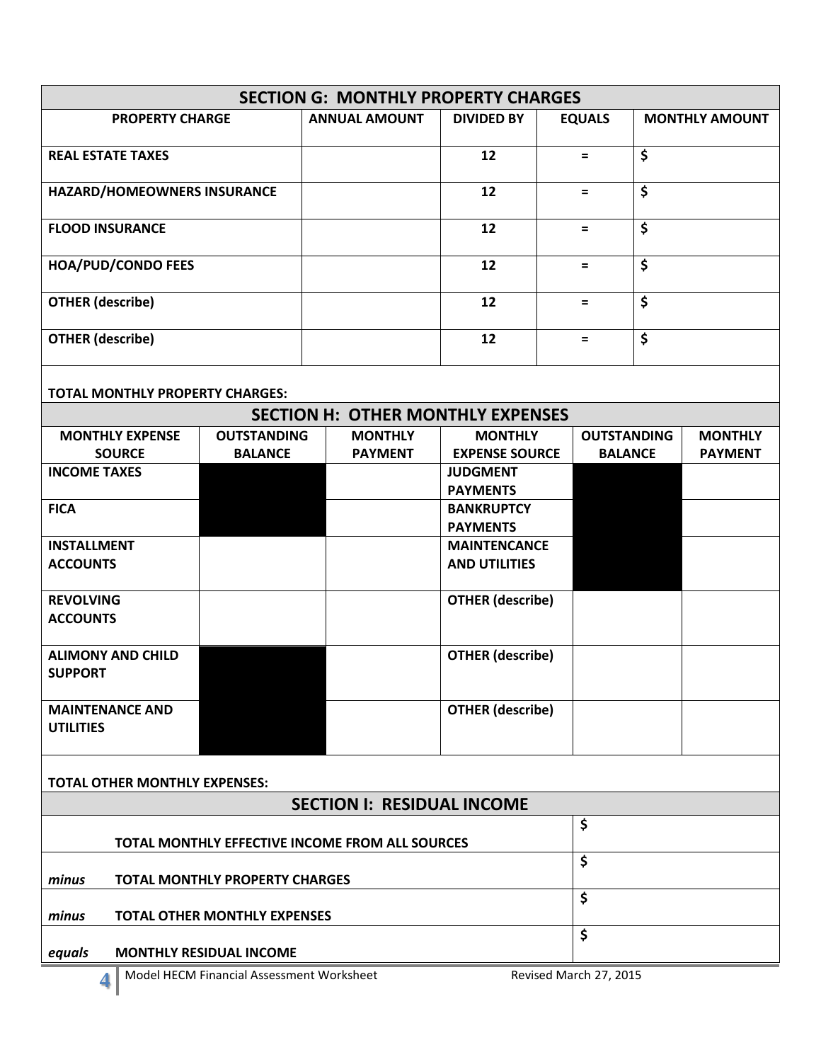## SECTION G: MONTHLY PROPERTY CHARGES

| PROPERTY CHARGE | ANNUAL AMOUNT | DIVIDED BY | EQUALS | MONTHLY AMOUNT |
|---|---|---|---|---|
| REAL ESTATE TAXES | | 12 | = | $ |
| HAZARD/HOMEOWNERS INSURANCE | | 12 | = | $ |
| FLOOD INSURANCE | | 12 | = | $ |
| HOA/PUD/CONDO FEES | | 12 | = | $ |
| OTHER (describe) | | 12 | = | $ |
| OTHER (describe) | | 12 | = | $ |

**TOTAL MONTHLY PROPERTY CHARGES:**

## SECTION H: OTHER MONTHLY EXPENSES

| MONTHLY EXPENSE SOURCE | OUTSTANDING BALANCE | MONTHLY PAYMENT | MONTHLY EXPENSE SOURCE | OUTSTANDING BALANCE | MONTHLY PAYMENT |
|---|---|---|---|---|---|
| INCOME TAXES | | | JUDGMENT PAYMENTS | | |
| FICA | | | BANKRUPTCY PAYMENTS | | |
| INSTALLMENT ACCOUNTS | | | MAINTENCANCE AND UTILITIES | | |
| REVOLVING ACCOUNTS | | | OTHER (describe) | | |
| ALIMONY AND CHILD SUPPORT | | | OTHER (describe) | | |
| MAINTENANCE AND UTILITIES | | | OTHER (describe) | | |

**TOTAL OTHER MONTHLY EXPENSES:**

## SECTION I: RESIDUAL INCOME

| | | |
|---|---|---|
| | **TOTAL MONTHLY EFFECTIVE INCOME FROM ALL SOURCES** | $ |
| *minus* | **TOTAL MONTHLY PROPERTY CHARGES** | $ |
| *minus* | **TOTAL OTHER MONTHLY EXPENSES** | $ |
| *equals* | **MONTHLY RESIDUAL INCOME** | $ |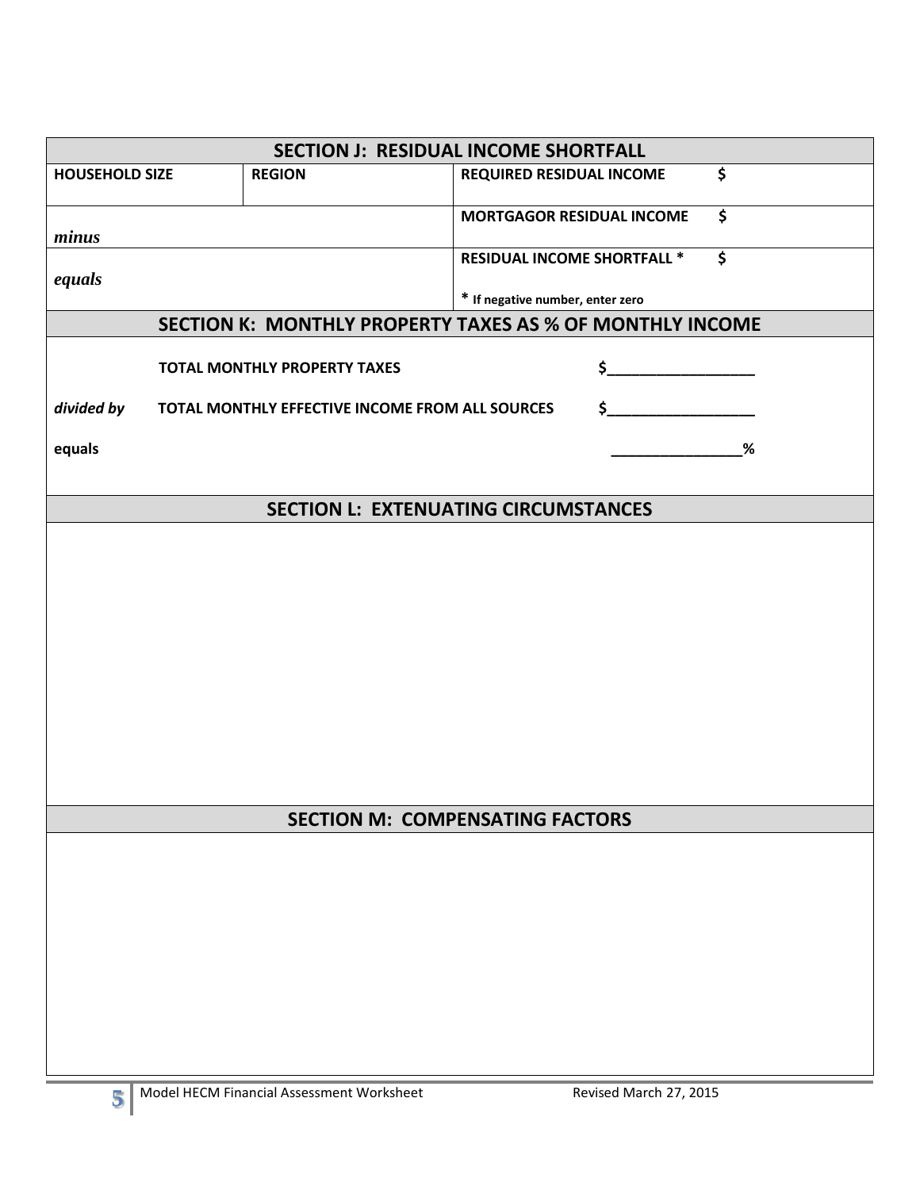## SECTION J: RESIDUAL INCOME SHORTFALL

| HOUSEHOLD SIZE | REGION | REQUIRED RESIDUAL INCOME | $ |
|---|---|---|---|
| *minus* | | MORTGAGOR RESIDUAL INCOME | $ |
| *equals* | | RESIDUAL INCOME SHORTFALL * <br> * If negative number, enter zero | $ |

## SECTION K: MONTHLY PROPERTY TAXES AS % OF MONTHLY INCOME

| | | |
|---|---|---|
| | **TOTAL MONTHLY PROPERTY TAXES** | $__________________ |
| *divided by* | **TOTAL MONTHLY EFFECTIVE INCOME FROM ALL SOURCES** | $__________________ |
| **equals** | | ________________% |

## SECTION L: EXTENUATING CIRCUMSTANCES

## SECTION M: COMPENSATING FACTORS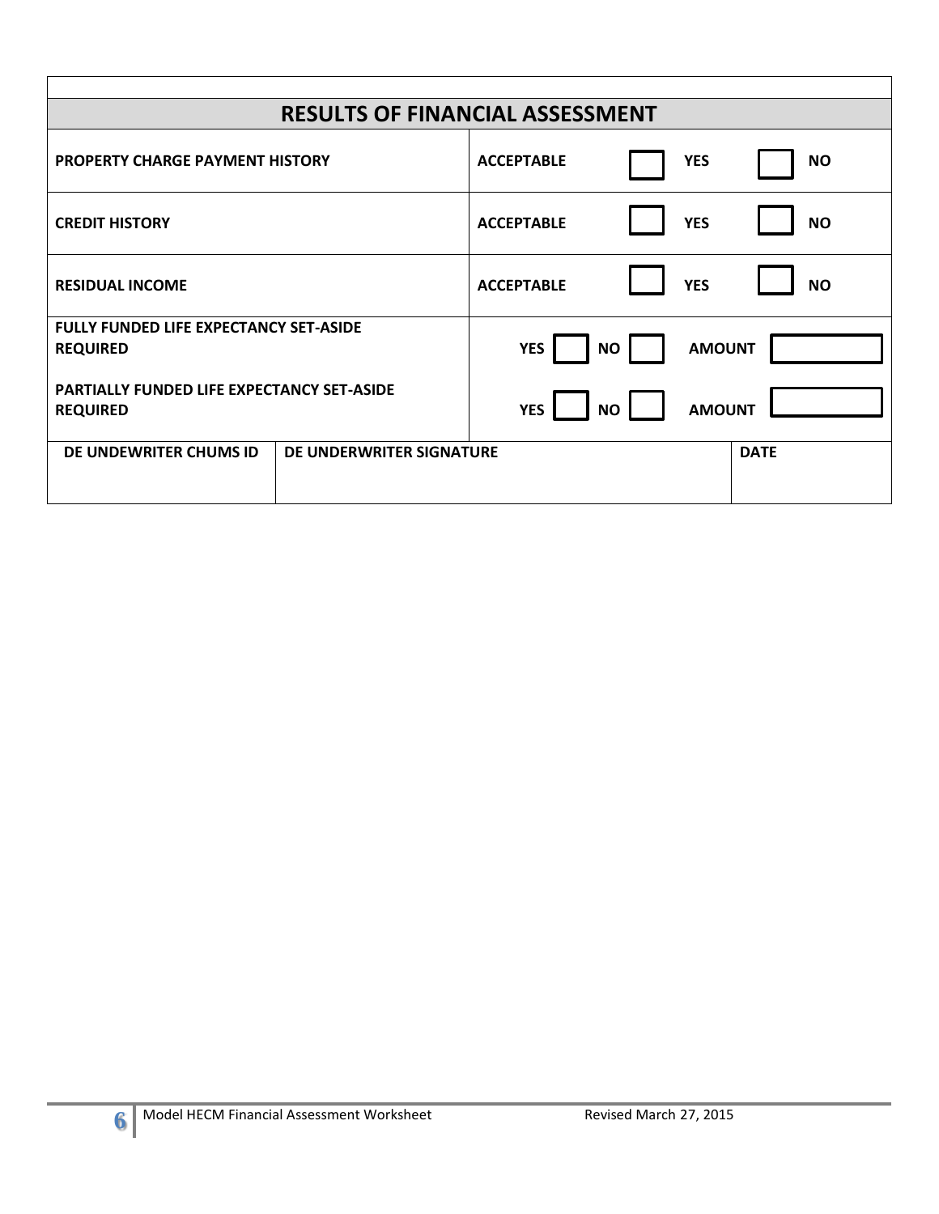## RESULTS OF FINANCIAL ASSESSMENT

| | | | | | |
|---|---|---|---|---|---|
| **PROPERTY CHARGE PAYMENT HISTORY** | | **ACCEPTABLE** | ☐ **YES** | ☐ **NO** | |
| **CREDIT HISTORY** | | **ACCEPTABLE** | ☐ **YES** | ☐ **NO** | |
| **RESIDUAL INCOME** | | **ACCEPTABLE** | ☐ **YES** | ☐ **NO** | |
| **FULLY FUNDED LIFE EXPECTANCY SET-ASIDE REQUIRED** | | **YES** ☐ | **NO** ☐ | **AMOUNT** | ☐ |
| **PARTIALLY FUNDED LIFE EXPECTANCY SET-ASIDE REQUIRED** | | **YES** ☐ | **NO** ☐ | **AMOUNT** | ☐ |
| **DE UNDEWRITER CHUMS ID** | **DE UNDERWRITER SIGNATURE** | | | | **DATE** |